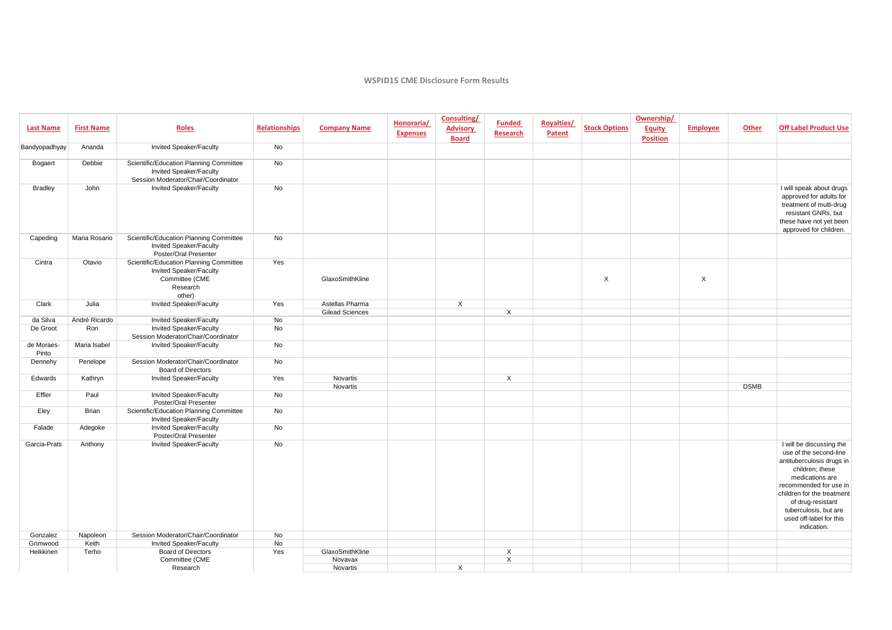# WSPID15 CME Disclosure Form Results

| Last Name | First Name | Roles | Relationships | Company Name | Honoraria/ Expenses | Consulting/ Advisory Board | Funded Research | Royalties/ Patent | Stock Options | Ownership/ Equity Position | Employee | Other | Off Label Product Use |
|---|---|---|---|---|---|---|---|---|---|---|---|---|---|
| Bandyopadhyay | Ananda | Invited Speaker/Faculty | No | | | | | | | | | | |
| Bogaert | Debbie | Scientific/Education Planning Committee<br>Invited Speaker/Faculty<br>Session Moderator/Chair/Coordinator | No | | | | | | | | | | |
| Bradley | John | Invited Speaker/Faculty | No | | | | | | | | | | I will speak about drugs approved for adults for treatment of multi-drug resistant GNRs, but these have not yet been approved for children. |
| Capeding | Maria Rosario | Scientific/Education Planning Committee<br>Invited Speaker/Faculty<br>Poster/Oral Presenter | No | | | | | | | | | | |
| Cintra | Otavio | Scientific/Education Planning Committee<br>Invited Speaker/Faculty<br>Committee (CME Research other) | Yes | GlaxoSmithKline | | | | | X | | X | | |
| Clark | Julia | Invited Speaker/Faculty | Yes | Astellas Pharma | | X | | | | | | | |
| | | | | Gilead Sciences | | | X | | | | | | |
| da Silva | André Ricardo | Invited Speaker/Faculty | No | | | | | | | | | | |
| De Groot | Ron | Invited Speaker/Faculty<br>Session Moderator/Chair/Coordinator | No | | | | | | | | | | |
| de Moraes-Pinto | Maria Isabel | Invited Speaker/Faculty | No | | | | | | | | | | |
| Dennehy | Penelope | Session Moderator/Chair/Coordinator<br>Board of Directors | No | | | | | | | | | | |
| Edwards | Kathryn | Invited Speaker/Faculty | Yes | Novartis | | | X | | | | | | |
| | | | | Novartis | | | | | | | | DSMB | |
| Effler | Paul | Invited Speaker/Faculty<br>Poster/Oral Presenter | No | | | | | | | | | | |
| Eley | Brian | Scientific/Education Planning Committee<br>Invited Speaker/Faculty | No | | | | | | | | | | |
| Falade | Adegoke | Invited Speaker/Faculty<br>Poster/Oral Presenter | No | | | | | | | | | | |
| Garcia-Prats | Anthony | Invited Speaker/Faculty | No | | | | | | | | | | I will be discussing the use of the second-line antituberculosis drugs in children; these medications are recommended for use in children for the treatment of drug-resistant tuberculosis, but are used off-label for this indication. |
| Gonzalez | Napoleon | Session Moderator/Chair/Coordinator | No | | | | | | | | | | |
| Grimwood | Keith | Invited Speaker/Faculty | No | | | | | | | | | | |
| Heikkinen | Terho | Board of Directors<br>Committee (CME Research | Yes | GlaxoSmithKline | | | X | | | | | | |
| | | | | Novavax | | | X | | | | | | |
| | | | | Novartis | | X | | | | | | | |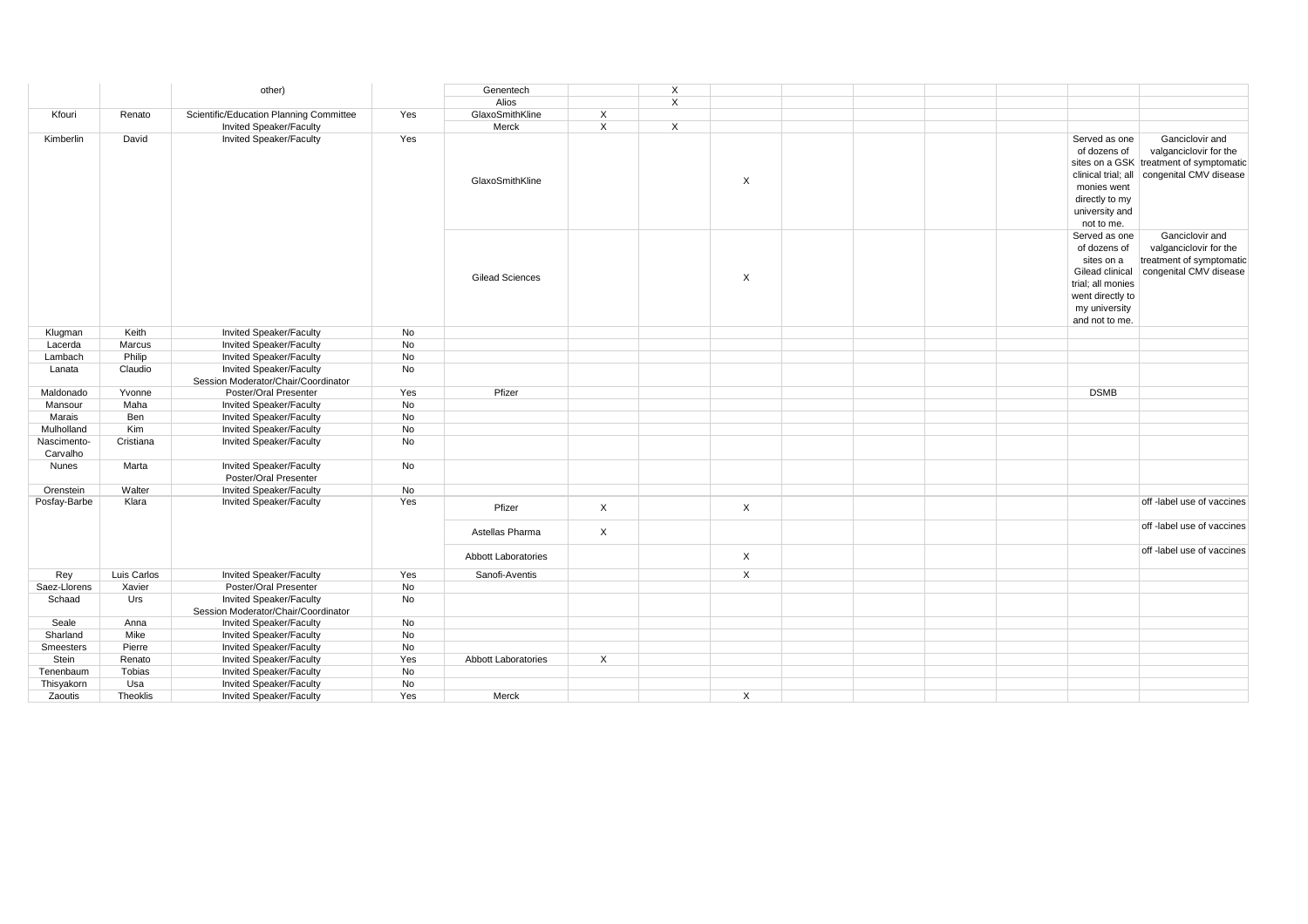| | | | | | | | | | | | | | |
|---|---|---|---|---|---|---|---|---|---|---|---|---|---|
| | | other) | | Genentech | | X | | | | | | | |
| | | | | Alios | | X | | | | | | | |
| Kfouri | Renato | Scientific/Education Planning Committee<br>Invited Speaker/Faculty | Yes | GlaxoSmithKline | X | | | | | | | | |
| | | | | Merck | X | X | | | | | | | |
| Kimberlin | David | Invited Speaker/Faculty | Yes | GlaxoSmithKline | | | X | | | | | Served as one of dozens of sites on a GSK clinical trial; all monies went directly to my university and not to me. | Ganciclovir and valganciclovir for the treatment of symptomatic congenital CMV disease |
| | | | | Gilead Sciences | | | X | | | | | Served as one of dozens of sites on a Gilead clinical trial; all monies went directly to my university and not to me. | Ganciclovir and valganciclovir for the treatment of symptomatic congenital CMV disease |
| Klugman | Keith | Invited Speaker/Faculty | No | | | | | | | | | | |
| Lacerda | Marcus | Invited Speaker/Faculty | No | | | | | | | | | | |
| Lambach | Philip | Invited Speaker/Faculty | No | | | | | | | | | | |
| Lanata | Claudio | Invited Speaker/Faculty<br>Session Moderator/Chair/Coordinator | No | | | | | | | | | | |
| Maldonado | Yvonne | Poster/Oral Presenter | Yes | Pfizer | | | | | | | | DSMB | |
| Mansour | Maha | Invited Speaker/Faculty | No | | | | | | | | | | |
| Marais | Ben | Invited Speaker/Faculty | No | | | | | | | | | | |
| Mulholland | Kim | Invited Speaker/Faculty | No | | | | | | | | | | |
| Nascimento-Carvalho | Cristiana | Invited Speaker/Faculty | No | | | | | | | | | | |
| Nunes | Marta | Invited Speaker/Faculty<br>Poster/Oral Presenter | No | | | | | | | | | | |
| Orenstein | Walter | Invited Speaker/Faculty | No | | | | | | | | | | |
| Posfay-Barbe | Klara | Invited Speaker/Faculty | Yes | Pfizer | X | | X | | | | | | off -label use of vaccines |
| | | | | Astellas Pharma | X | | | | | | | | off -label use of vaccines |
| | | | | Abbott Laboratories | | | X | | | | | | off -label use of vaccines |
| Rey | Luis Carlos | Invited Speaker/Faculty | Yes | Sanofi-Aventis | | | X | | | | | | |
| Saez-Llorens | Xavier | Poster/Oral Presenter | No | | | | | | | | | | |
| Schaad | Urs | Invited Speaker/Faculty<br>Session Moderator/Chair/Coordinator | No | | | | | | | | | | |
| Seale | Anna | Invited Speaker/Faculty | No | | | | | | | | | | |
| Sharland | Mike | Invited Speaker/Faculty | No | | | | | | | | | | |
| Smeesters | Pierre | Invited Speaker/Faculty | No | | | | | | | | | | |
| Stein | Renato | Invited Speaker/Faculty | Yes | Abbott Laboratories | X | | | | | | | | |
| Tenenbaum | Tobias | Invited Speaker/Faculty | No | | | | | | | | | | |
| Thisyakorn | Usa | Invited Speaker/Faculty | No | | | | | | | | | | |
| Zaoutis | Theoklis | Invited Speaker/Faculty | Yes | Merck | | | X | | | | | | |